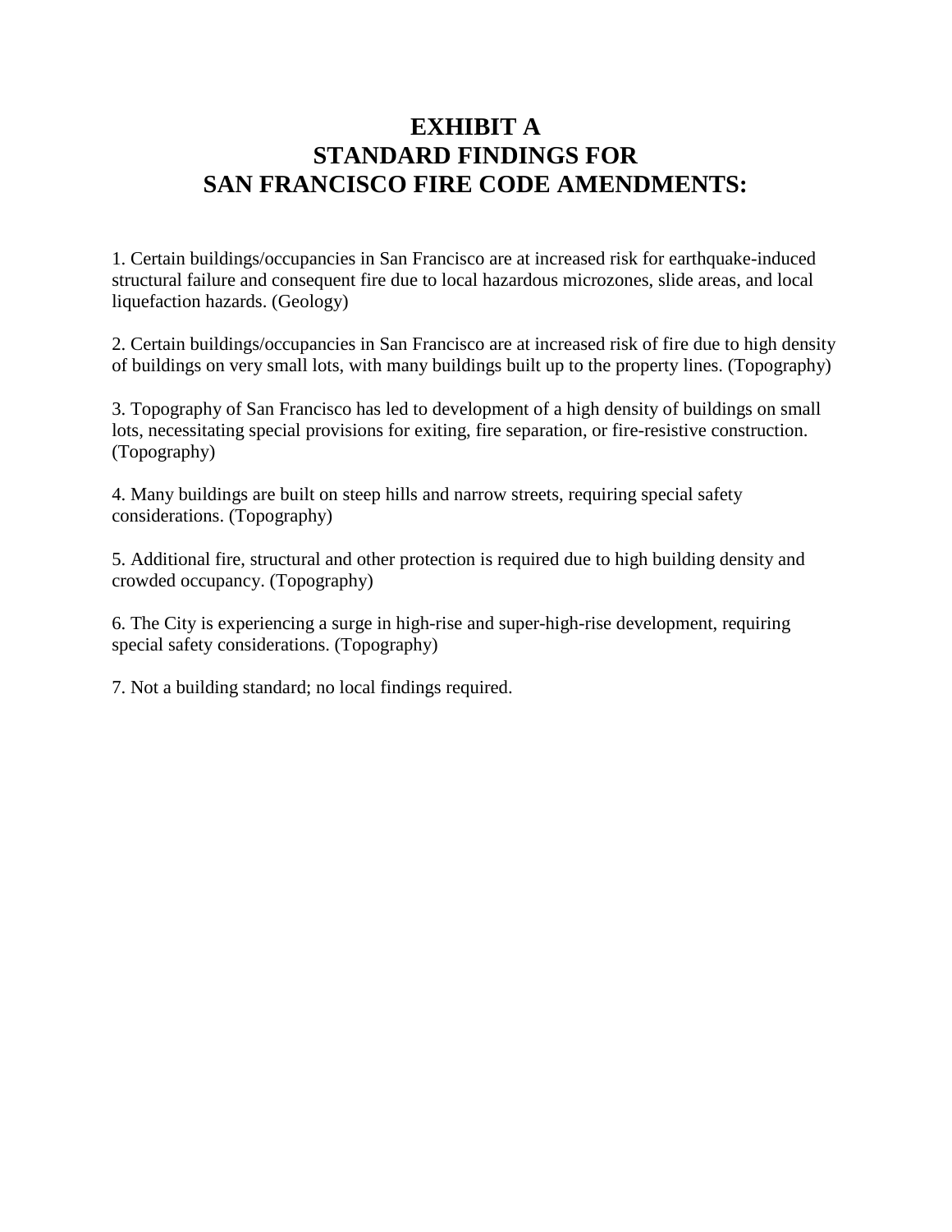# EXHIBIT A
# STANDARD FINDINGS FOR
# SAN FRANCISCO FIRE CODE AMENDMENTS:

1. Certain buildings/occupancies in San Francisco are at increased risk for earthquake-induced structural failure and consequent fire due to local hazardous microzones, slide areas, and local liquefaction hazards. (Geology)

2. Certain buildings/occupancies in San Francisco are at increased risk of fire due to high density of buildings on very small lots, with many buildings built up to the property lines. (Topography)

3. Topography of San Francisco has led to development of a high density of buildings on small lots, necessitating special provisions for exiting, fire separation, or fire-resistive construction. (Topography)

4. Many buildings are built on steep hills and narrow streets, requiring special safety considerations. (Topography)

5. Additional fire, structural and other protection is required due to high building density and crowded occupancy. (Topography)

6. The City is experiencing a surge in high-rise and super-high-rise development, requiring special safety considerations. (Topography)

7. Not a building standard; no local findings required.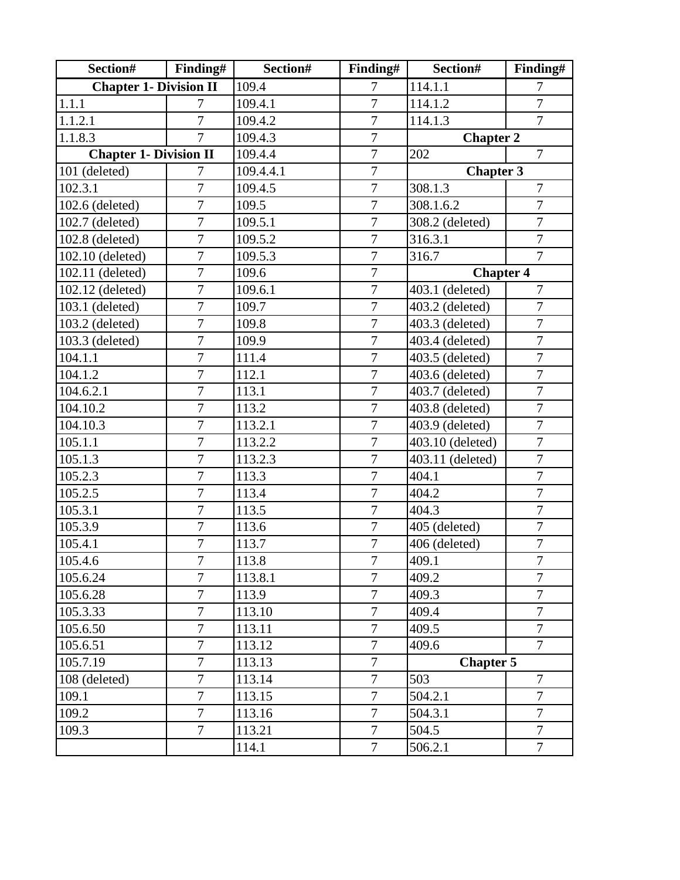| Section# | Finding# | Section# | Finding# | Section# | Finding# |
|---|---|---|---|---|---|
| **Chapter 1- Division II** | | 109.4 | 7 | 114.1.1 | 7 |
| 1.1.1 | 7 | 109.4.1 | 7 | 114.1.2 | 7 |
| 1.1.2.1 | 7 | 109.4.2 | 7 | 114.1.3 | 7 |
| 1.1.8.3 | 7 | 109.4.3 | 7 | **Chapter 2** | |
| **Chapter 1- Division II** | | 109.4.4 | 7 | 202 | 7 |
| 101 (deleted) | 7 | 109.4.4.1 | 7 | **Chapter 3** | |
| 102.3.1 | 7 | 109.4.5 | 7 | 308.1.3 | 7 |
| 102.6 (deleted) | 7 | 109.5 | 7 | 308.1.6.2 | 7 |
| 102.7 (deleted) | 7 | 109.5.1 | 7 | 308.2 (deleted) | 7 |
| 102.8 (deleted) | 7 | 109.5.2 | 7 | 316.3.1 | 7 |
| 102.10 (deleted) | 7 | 109.5.3 | 7 | 316.7 | 7 |
| 102.11 (deleted) | 7 | 109.6 | 7 | **Chapter 4** | |
| 102.12 (deleted) | 7 | 109.6.1 | 7 | 403.1 (deleted) | 7 |
| 103.1 (deleted) | 7 | 109.7 | 7 | 403.2 (deleted) | 7 |
| 103.2 (deleted) | 7 | 109.8 | 7 | 403.3 (deleted) | 7 |
| 103.3 (deleted) | 7 | 109.9 | 7 | 403.4 (deleted) | 7 |
| 104.1.1 | 7 | 111.4 | 7 | 403.5 (deleted) | 7 |
| 104.1.2 | 7 | 112.1 | 7 | 403.6 (deleted) | 7 |
| 104.6.2.1 | 7 | 113.1 | 7 | 403.7 (deleted) | 7 |
| 104.10.2 | 7 | 113.2 | 7 | 403.8 (deleted) | 7 |
| 104.10.3 | 7 | 113.2.1 | 7 | 403.9 (deleted) | 7 |
| 105.1.1 | 7 | 113.2.2 | 7 | 403.10 (deleted) | 7 |
| 105.1.3 | 7 | 113.2.3 | 7 | 403.11 (deleted) | 7 |
| 105.2.3 | 7 | 113.3 | 7 | 404.1 | 7 |
| 105.2.5 | 7 | 113.4 | 7 | 404.2 | 7 |
| 105.3.1 | 7 | 113.5 | 7 | 404.3 | 7 |
| 105.3.9 | 7 | 113.6 | 7 | 405 (deleted) | 7 |
| 105.4.1 | 7 | 113.7 | 7 | 406 (deleted) | 7 |
| 105.4.6 | 7 | 113.8 | 7 | 409.1 | 7 |
| 105.6.24 | 7 | 113.8.1 | 7 | 409.2 | 7 |
| 105.6.28 | 7 | 113.9 | 7 | 409.3 | 7 |
| 105.3.33 | 7 | 113.10 | 7 | 409.4 | 7 |
| 105.6.50 | 7 | 113.11 | 7 | 409.5 | 7 |
| 105.6.51 | 7 | 113.12 | 7 | 409.6 | 7 |
| 105.7.19 | 7 | 113.13 | 7 | **Chapter 5** | |
| 108 (deleted) | 7 | 113.14 | 7 | 503 | 7 |
| 109.1 | 7 | 113.15 | 7 | 504.2.1 | 7 |
| 109.2 | 7 | 113.16 | 7 | 504.3.1 | 7 |
| 109.3 | 7 | 113.21 | 7 | 504.5 | 7 |
| | | 114.1 | 7 | 506.2.1 | 7 |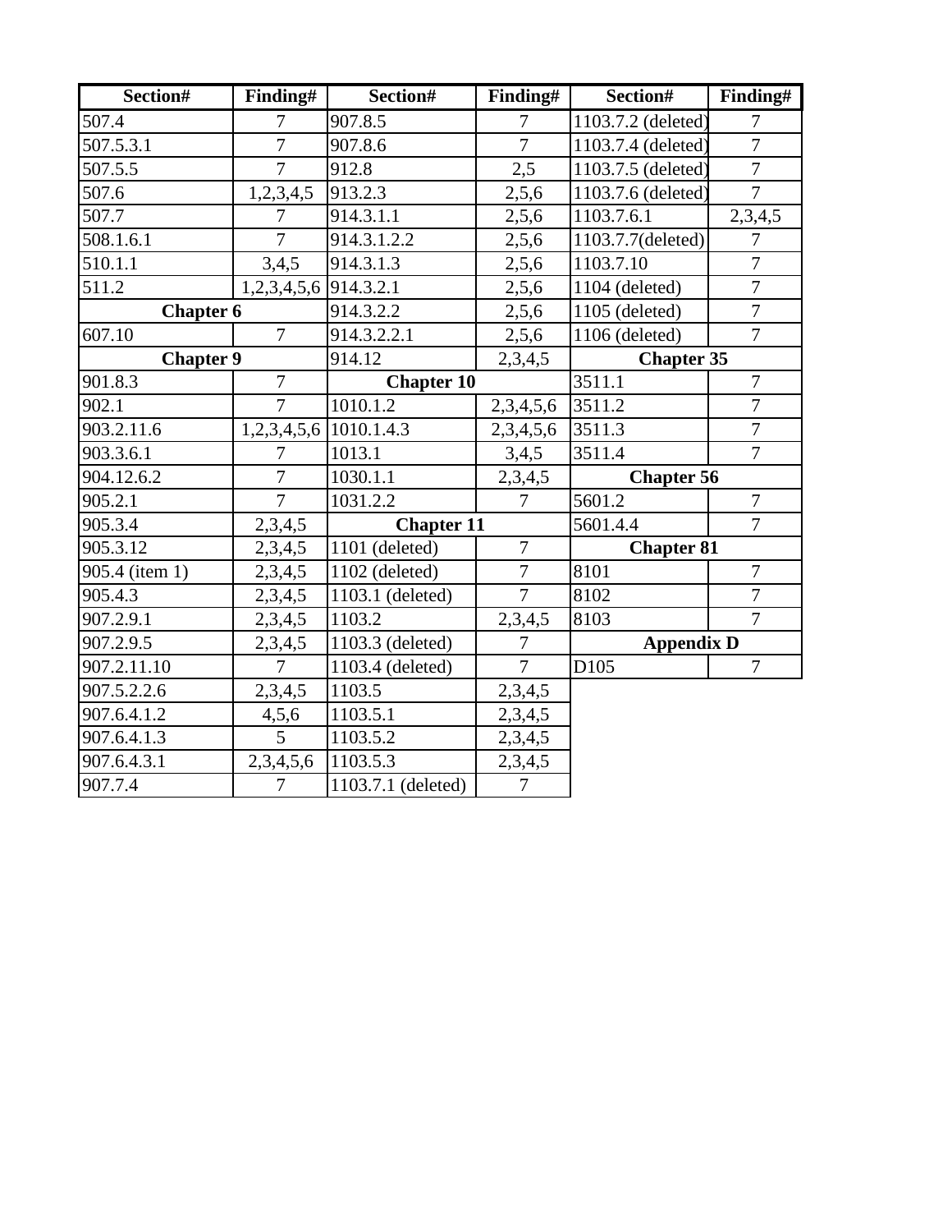| Section# | Finding# | Section# | Finding# | Section# | Finding# |
|---|---|---|---|---|---|
| 507.4 | 7 | 907.8.5 | 7 | 1103.7.2 (deleted) | 7 |
| 507.5.3.1 | 7 | 907.8.6 | 7 | 1103.7.4 (deleted) | 7 |
| 507.5.5 | 7 | 912.8 | 2,5 | 1103.7.5 (deleted) | 7 |
| 507.6 | 1,2,3,4,5 | 913.2.3 | 2,5,6 | 1103.7.6 (deleted) | 7 |
| 507.7 | 7 | 914.3.1.1 | 2,5,6 | 1103.7.6.1 | 2,3,4,5 |
| 508.1.6.1 | 7 | 914.3.1.2.2 | 2,5,6 | 1103.7.7(deleted) | 7 |
| 510.1.1 | 3,4,5 | 914.3.1.3 | 2,5,6 | 1103.7.10 | 7 |
| 511.2 | 1,2,3,4,5,6 | 914.3.2.1 | 2,5,6 | 1104 (deleted) | 7 |
| **Chapter 6** | | 914.3.2.2 | 2,5,6 | 1105 (deleted) | 7 |
| 607.10 | 7 | 914.3.2.2.1 | 2,5,6 | 1106 (deleted) | 7 |
| **Chapter 9** | | 914.12 | 2,3,4,5 | **Chapter 35** | |
| 901.8.3 | 7 | **Chapter 10** | | 3511.1 | 7 |
| 902.1 | 7 | 1010.1.2 | 2,3,4,5,6 | 3511.2 | 7 |
| 903.2.11.6 | 1,2,3,4,5,6 | 1010.1.4.3 | 2,3,4,5,6 | 3511.3 | 7 |
| 903.3.6.1 | 7 | 1013.1 | 3,4,5 | 3511.4 | 7 |
| 904.12.6.2 | 7 | 1030.1.1 | 2,3,4,5 | **Chapter 56** | |
| 905.2.1 | 7 | 1031.2.2 | 7 | 5601.2 | 7 |
| 905.3.4 | 2,3,4,5 | **Chapter 11** | | 5601.4.4 | 7 |
| 905.3.12 | 2,3,4,5 | 1101 (deleted) | 7 | **Chapter 81** | |
| 905.4 (item 1) | 2,3,4,5 | 1102 (deleted) | 7 | 8101 | 7 |
| 905.4.3 | 2,3,4,5 | 1103.1 (deleted) | 7 | 8102 | 7 |
| 907.2.9.1 | 2,3,4,5 | 1103.2 | 2,3,4,5 | 8103 | 7 |
| 907.2.9.5 | 2,3,4,5 | 1103.3 (deleted) | 7 | **Appendix D** | |
| 907.2.11.10 | 7 | 1103.4 (deleted) | 7 | D105 | 7 |
| 907.5.2.2.6 | 2,3,4,5 | 1103.5 | 2,3,4,5 | | |
| 907.6.4.1.2 | 4,5,6 | 1103.5.1 | 2,3,4,5 | | |
| 907.6.4.1.3 | 5 | 1103.5.2 | 2,3,4,5 | | |
| 907.6.4.3.1 | 2,3,4,5,6 | 1103.5.3 | 2,3,4,5 | | |
| 907.7.4 | 7 | 1103.7.1 (deleted) | 7 | | |